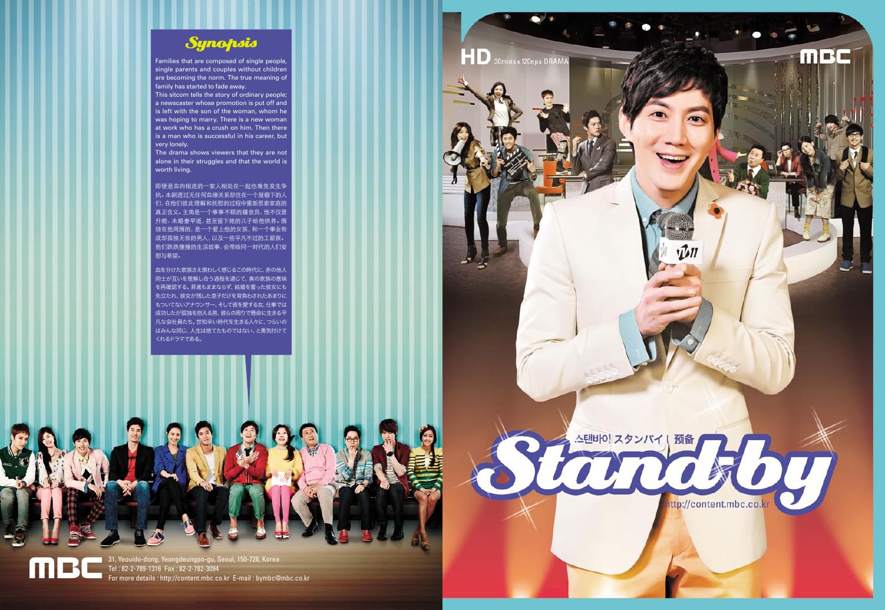## Synopsis

Families that are composed of single people, single parents and couples without children are becoming the norm. The true meaning of family has started to fade away.
This sitcom tells the story of ordinary people; a newscaster whose promotion is put off and is left with the son of the woman, whom he was hoping to marry. There is a new woman at work who has a crush on him. Then there is a man who is successful in his career, but very lonely.
The drama shows viewers that they are not alone in their struggles and that the world is worth living.

即便是血肉相连的一家人相处在一起也难免发生争执。本剧透过无任何血缘关系却住在一个屋檐下的人们，在他们彼此理解和抚慰的过程中重新思索家庭的真正含义。主角是一个事事不顺的播音员，他不仅晋升晚、未婚妻早逝，甚至留下她的儿子给他供养。围绕在他周围的，是一个爱上他的女孩，和一个事业有成却孤独无依的男人，以及一些平凡不过的工薪族。他们跌跌撞撞的生活故事，会带给同一时代的人们安慰与希望。

血を分けた家族さえ煩わしく感じるこの時代に、赤の他人同士が互いを理解し合う過程を通じて、真の家族の意味を再確認する。昇進もままならず、結婚を誓った彼女にも先立たれ、彼女が残した息子だけを背負わされたあまりにもついてないアナウンサー、そして彼を愛する女、仕事では成功したが孤独を抱える男、彼らの周りで懸命に生きる平凡な会社員たち。世知辛い時代を生きる人々に、つらいのはみんな同じ、人生は捨てたものではない、と勇気付けてくれるドラマである。

MBC
31, Yeouido-dong, Yeongdeungpo-gu, Seoul, 150-728, Korea
Tel : 82-2-789-1316 Fax : 82-2-782-3094
For more details : http://content.mbc.co.kr E-mail : bymbc@mbc.co.kr

HD 30mins x 120eps DRAMA

MBC

# Stand-by

스탠바이 | スタンバイ | 预备

http://content.mbc.co.kr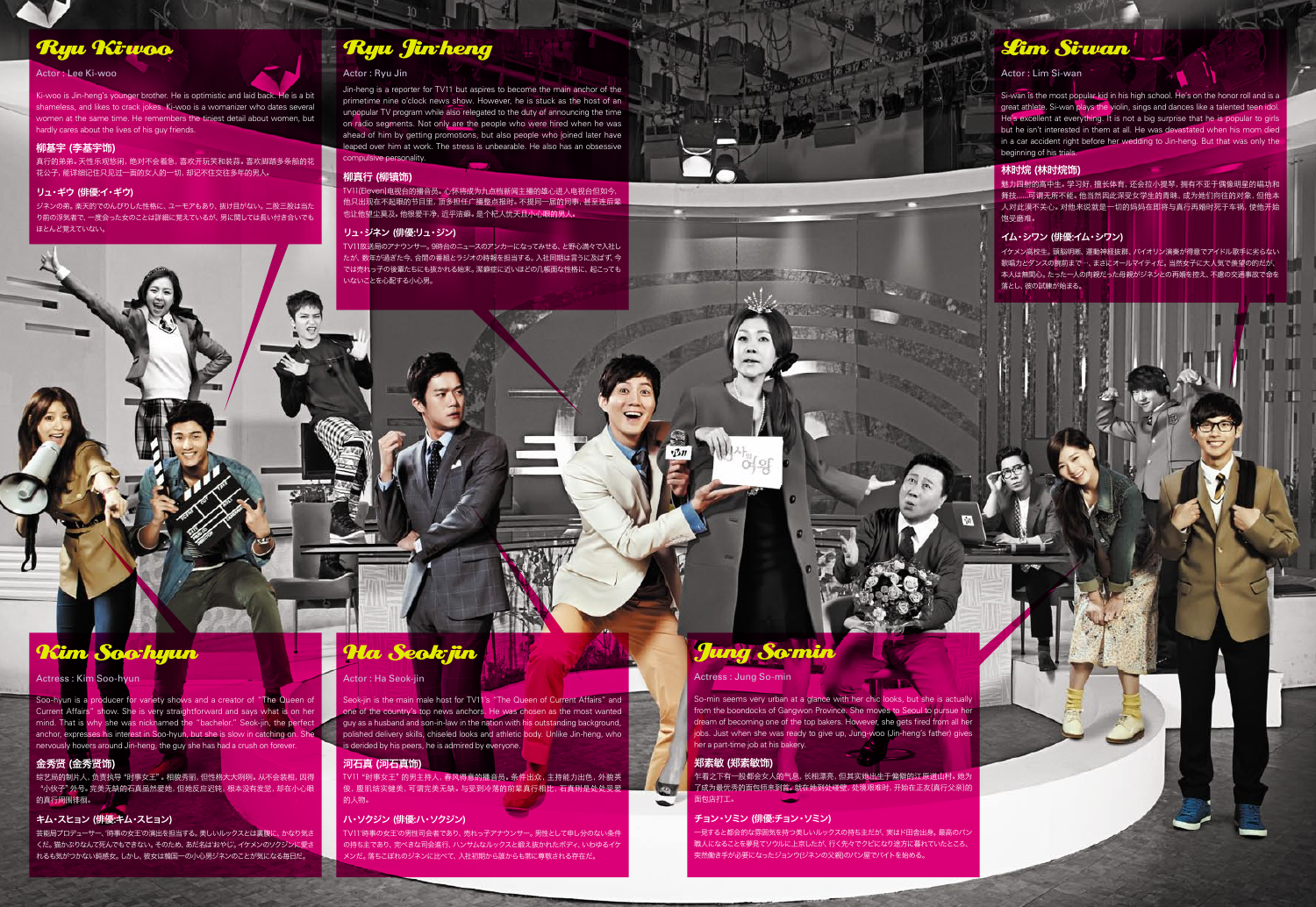## Ryu Ki-woo

Actor : Lee Ki-woo

Ki-woo is Jin-heng's younger brother. He is optimistic and laid back. He is a bit shameless, and likes to crack jokes. Ki-woo is a womanizer who dates several women at the same time. He remembers the tiniest detail about women, but hardly cares about the lives of his guy friends.

### 柳基宇 (李基宇饰)

真行的弟弟。天性乐观悠闲，绝对不会着急，喜欢开玩笑和装昇。喜欢脚踏多条船的花花公子，能详细记住只见过一面的女人的一切，却记不住交往多年的男人。

### リュ・ギウ (俳優イ・ギウ)

ジネンの弟。楽天的でのんびりした性格に、ユーモアもあり、抜け目がない。二股三股は当たり前の浮気者で、一度会った女のことは詳細に覚えているが、男に関しては長い付き合いでもほとんど覚えていない。

## Ryu Jin-heng

Actor : Ryu Jin

Jin-heng is a reporter for TV11 but aspires to become the main anchor of the primetime nine o'clock news show. However, he is stuck as the host of an unpopular TV program while also relegated to the duty of announcing the time on radio segments. Not only are the people who were hired when he was ahead of him by getting promotions, but also people who joined later have leaped over him at work. The stress is unbearable. He also has an obsessive compulsive personality.

### 柳真行 (柳镇饰)

TV11(Eleven)电视台的播音员。心怀将成为九点档新闻主播的雄心进入电视台但如今，他只出现在不起眼的节目里，顶多担任广播整点报时。不提同一届的同事，甚至连后辈也让他望尘莫及。他很爱干净，近乎洁癖。是个杞人忧天自小心眼的男人。

### リュ・ジネン (俳優:リュ・ジン)

TV11放送局のアナウンサー。9時台のニュースのアンカーになってみせる、と野心満々で入社したが、数年が過ぎた今、合間の番組とラジオの時報を担当する。入社同期は言うに及ばず、今では売れっ子の後輩たちにも抜かれる始末。潔癖症に近いほどの几帳面な性格に、起こってもいないことを心配する小心男。

## Lim Si-wan

Actor : Lim Si-wan

Si-wan is the most popular kid in his high school. He's on the honor roll and is a great athlete. Si-wan plays the violin, sings and dances like a talented teen idol. He's excellent at everything. It is not a big surprise that he is popular to girls but he isn't interested in them at all. He was devastated when his mom died in a car accident right before her wedding to Jin-heng. But that was only the beginning of his trials.

### 林时烷 (林时烷饰)

魅力四射的高中生。学习好，擅长体育，还会拉小提琴，拥有不亚于偶像明星的唱功和舞技……可谓无所不能。他当然因此深受女学生的青睐，成为她们向往的对象，但他本人对此漠不关心。对他来说就是一切的妈妈在即将与真行再婚时死于车祸，使他开始饱受磨难。

### イム・シワン (俳優:イム・シワン)

イケメン高校生。頭脳明晰、運動神経抜群、バイオリン演奏が得意でアイドル歌手に劣らない歌唱力とダンスの腕前まで…、まさにオールマイティだ。当然女子に大人気で羨望の的だが、本人は無関心。たった一人の肉親だった母親がジネンとの再婚を控え、不慮の交通事故で命を落とし、彼の試練が始まる。

## Kim Soo-hyun

Actress : Kim Soo-hyun

Soo-hyun is a producer for variety shows and a creator of "The Queen of Current Affairs" show. She is very straightforward and says what is on her mind. That is why she was nicknamed the "bachelor." Seok-jin, the perfect anchor, expresses his interest in Soo-hyun, but she is slow in catching on. She nervously hovers around Jin-heng, the guy she has had a crush on forever.

### 金秀贤 (金秀贤饰)

综艺局的制片人，负责执导"时事女王"。相貌秀丽，但性格大大咧咧，从不会装相，因得"小伙子"外号。完美无缺的石真虽然爱她，但她反应迟钝，根本没有发觉，却在小心眼的真行周围徘徊。

### キム・スヒョン (俳優:キム・スヒョン)

芸能局プロデューサー、'時事の女王'の演出を担当する。美しいルックスとは裏腹に、かなり気さくだ。猫かぶりなんて死んでもできない。そのため、あだ名は'おやじ'。イケメンのソクジンに愛されるも気がつかない鈍感女。しかし、彼女は幡国一の小心男ジネンのことが気になる毎日だ。

## Ha Seok-jin

Actor : Ha Seok-jin

Seok-jin is the main male host for TV11's "The Queen of Current Affairs" and one of the country's top news anchors. He was chosen as the most wanted guy as a husband and son-in-law in the nation with his outstanding background, polished delivery skills, chiseled looks and athletic body. Unlike Jin-heng, who is derided by his peers, he is admired by everyone.

### 河石真 (河石真饰)

TV11"时事女王"的男主持人，春风得意的播音员。条件出众，主持能力出色，外貌英俊，腹肌结实健美，可谓完美无缺。与受到冷落的前辈真行相比，石真则是处处受爱的人物。

### ハ・ソクジン (俳優:ハ・ソクジン)

TV11'時事の女王'の男性司会者であり、売れっ子アナウンサー。男性として申し分のない条件の持ち主であり、完ぺきな司会進行、ハンサムなルックスと鍛え抜かれたボディ、いわゆるイケメンだ。落ちこぼれのジネンに比べて、入社初期から誰からも常に尊敬される存在だ。

## Jung So-min

Actress : Jung So-min

So-min seems very urban at a glance with her chic looks, but she is actually from the boondocks of Gangwon Province. She moves to Seoul to pursue her dream of becoming one of the top bakers. However, she gets fired from all her jobs. Just when she was ready to give up, Jung-woo (Jin-heng's father) gives her a part-time job at his bakery.

### 郑素敏 (郑素敏饰)

乍看之下有一股都会女人的气息，长相漂亮，但其实她出生于偏僻的江原道山村。她为了成为最优秀的面包师来到首尔。就在她到处碰壁，处境艰难时，开始在正友(真行父亲)的面包店打工。

### チョン・ソミン (俳優:チョン・ソミン)

一見すると都会的な雰囲気を持つ美しいルックスの持ち主だが、実は江原道山村出身。最高のパン職人になることを夢見てソウルに上京したが、行く先々でクビになり途方に暮れていたところ、突然働き手が必要になったジョンウ(ジネンの父親)のパン屋でバイトを始める。